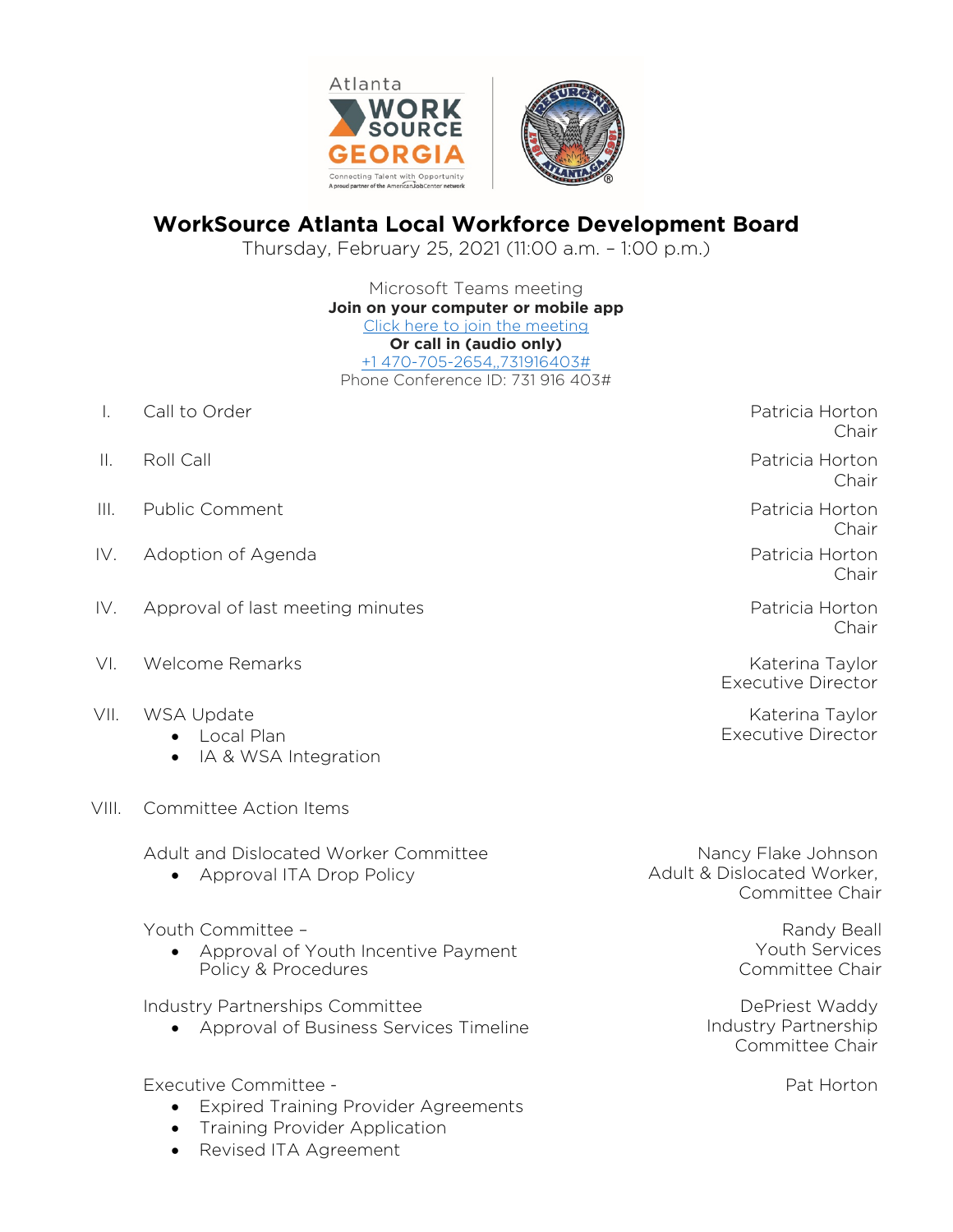# WorkSource Atlanta Local Workforce Development Board

Thursday, February 25, 2021 (11:00 a.m. – 1:00 p.m.)

Microsoft Teams meeting
**Join on your computer or mobile app**
Click here to join the meeting
**Or call in (audio only)**
+1 470-705-2654,,731916403#
Phone Conference ID: 731 916 403#

| | | |
|---|---|---|
| I. | Call to Order | Patricia Horton<br>Chair |
| II. | Roll Call | Patricia Horton<br>Chair |
| III. | Public Comment | Patricia Horton<br>Chair |
| IV. | Adoption of Agenda | Patricia Horton<br>Chair |
| IV. | Approval of last meeting minutes | Patricia Horton<br>Chair |
| VI. | Welcome Remarks | Katerina Taylor<br>Executive Director |
| VII. | WSA Update<br>• Local Plan<br>• IA & WSA Integration | Katerina Taylor<br>Executive Director |
| VIII. | Committee Action Items | |
| | Adult and Dislocated Worker Committee<br>• Approval ITA Drop Policy | Nancy Flake Johnson<br>Adult & Dislocated Worker,<br>Committee Chair |
| | Youth Committee –<br>• Approval of Youth Incentive Payment Policy & Procedures | Randy Beall<br>Youth Services<br>Committee Chair |
| | Industry Partnerships Committee<br>• Approval of Business Services Timeline | DePriest Waddy<br>Industry Partnership<br>Committee Chair |
| | Executive Committee -<br>• Expired Training Provider Agreements<br>• Training Provider Application<br>• Revised ITA Agreement | Pat Horton |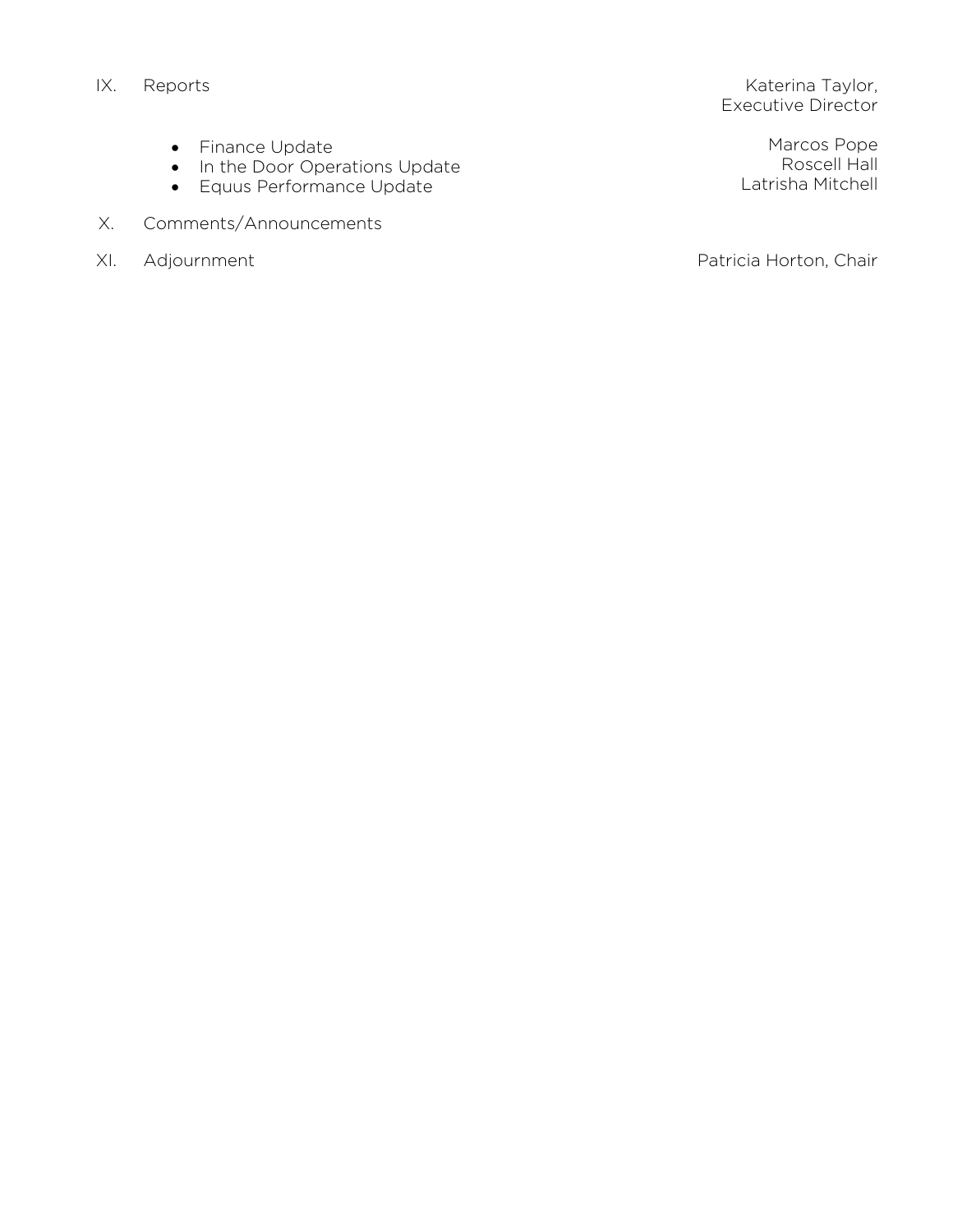IX. Reports — Katerina Taylor, Executive Director

- Finance Update — Marcos Pope
- In the Door Operations Update — Roscell Hall
- Equus Performance Update — Latrisha Mitchell

X. Comments/Announcements

XI. Adjournment — Patricia Horton, Chair